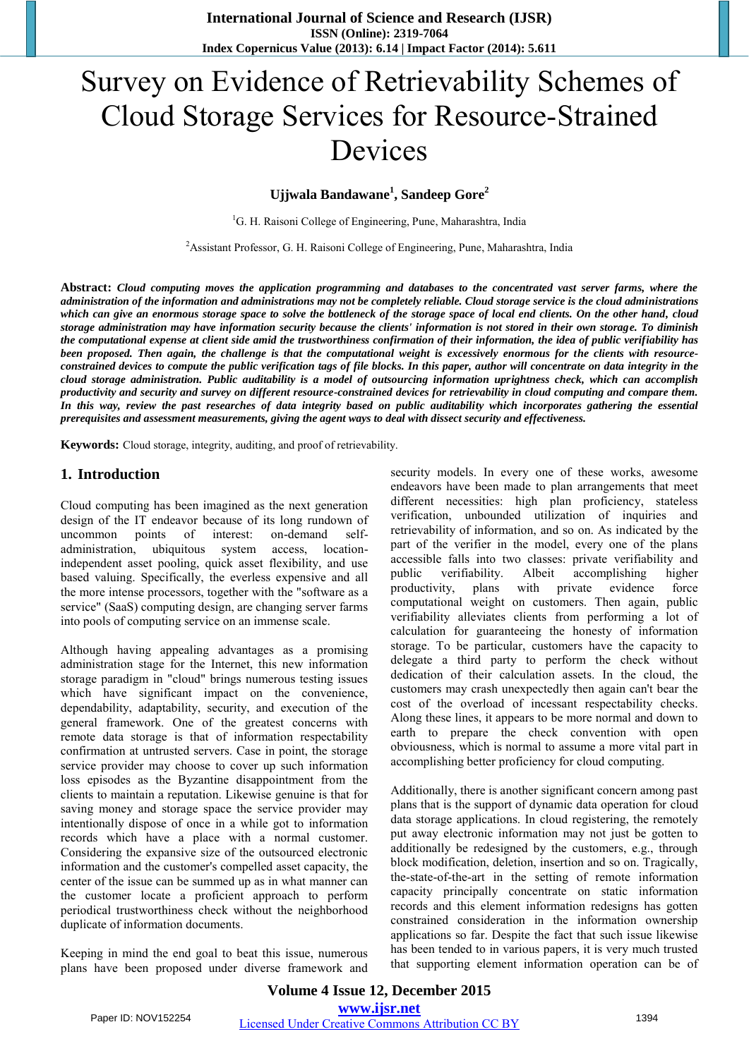# Survey on Evidence of Retrievability Schemes of Cloud Storage Services for Resource-Strained Devices

**Ujjwala Bandawane[1], Sandeep Gore[2]**

[1]G. H. Raisoni College of Engineering, Pune, Maharashtra, India

[2]Assistant Professor, G. H. Raisoni College of Engineering, Pune, Maharashtra, India

**Abstract:** ***Cloud computing moves the application programming and databases to the concentrated vast server farms, where the administration of the information and administrations may not be completely reliable. Cloud storage service is the cloud administrations which can give an enormous storage space to solve the bottleneck of the storage space of local end clients. On the other hand, cloud storage administration may have information security because the clients' information is not stored in their own storage. To diminish the computational expense at client side amid the trustworthiness confirmation of their information, the idea of public verifiability has been proposed. Then again, the challenge is that the computational weight is excessively enormous for the clients with resource-constrained devices to compute the public verification tags of file blocks. In this paper, author will concentrate on data integrity in the cloud storage administration. Public auditability is a model of outsourcing information uprightness check, which can accomplish productivity and security and survey on different resource-constrained devices for retrievability in cloud computing and compare them. In this way, review the past researches of data integrity based on public auditability which incorporates gathering the essential prerequisites and assessment measurements, giving the agent ways to deal with dissect security and effectiveness.***

**Keywords:** Cloud storage, integrity, auditing, and proof of retrievability.

## 1. Introduction

Cloud computing has been imagined as the next generation design of the IT endeavor because of its long rundown of uncommon points of interest: on-demand self-administration, ubiquitous system access, location-independent asset pooling, quick asset flexibility, and use based valuing. Specifically, the everless expensive and all the more intense processors, together with the "software as a service" (SaaS) computing design, are changing server farms into pools of computing service on an immense scale.

Although having appealing advantages as a promising administration stage for the Internet, this new information storage paradigm in "cloud" brings numerous testing issues which have significant impact on the convenience, dependability, adaptability, security, and execution of the general framework. One of the greatest concerns with remote data storage is that of information respectability confirmation at untrusted servers. Case in point, the storage service provider may choose to cover up such information loss episodes as the Byzantine disappointment from the clients to maintain a reputation. Likewise genuine is that for saving money and storage space the service provider may intentionally dispose of once in a while got to information records which have a place with a normal customer. Considering the expansive size of the outsourced electronic information and the customer's compelled asset capacity, the center of the issue can be summed up as in what manner can the customer locate a proficient approach to perform periodical trustworthiness check without the neighborhood duplicate of information documents.

Keeping in mind the end goal to beat this issue, numerous plans have been proposed under diverse framework and security models. In every one of these works, awesome endeavors have been made to plan arrangements that meet different necessities: high plan proficiency, stateless verification, unbounded utilization of inquiries and retrievability of information, and so on. As indicated by the part of the verifier in the model, every one of the plans accessible falls into two classes: private verifiability and public verifiability. Albeit accomplishing higher productivity, plans with private evidence force computational weight on customers. Then again, public verifiability alleviates clients from performing a lot of calculation for guaranteeing the honesty of information storage. To be particular, customers have the capacity to delegate a third party to perform the check without dedication of their calculation assets. In the cloud, the customers may crash unexpectedly then again can't bear the cost of the overload of incessant respectability checks. Along these lines, it appears to be more normal and down to earth to prepare the check convention with open obviousness, which is normal to assume a more vital part in accomplishing better proficiency for cloud computing.

Additionally, there is another significant concern among past plans that is the support of dynamic data operation for cloud data storage applications. In cloud registering, the remotely put away electronic information may not just be gotten to additionally be redesigned by the customers, e.g., through block modification, deletion, insertion and so on. Tragically, the-state-of-the-art in the setting of remote information capacity principally concentrate on static information records and this element information redesigns has gotten constrained consideration in the information ownership applications so far. Despite the fact that such issue likewise has been tended to in various papers, it is very much trusted that supporting element information operation can be of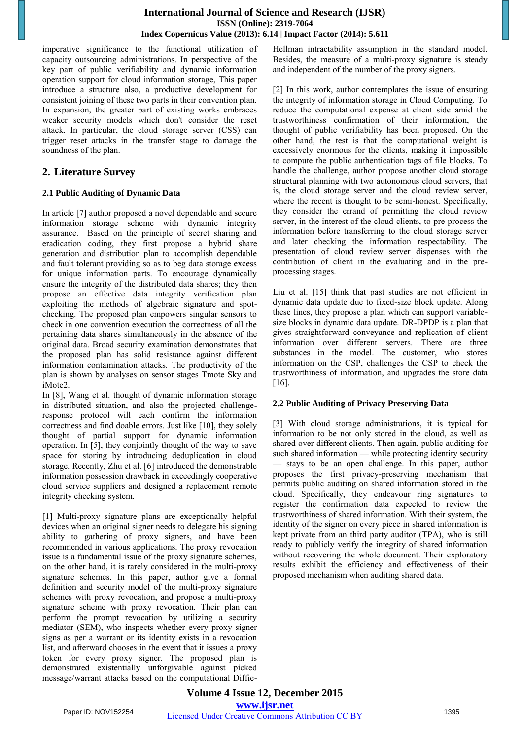imperative significance to the functional utilization of capacity outsourcing administrations. In perspective of the key part of public verifiability and dynamic information operation support for cloud information storage, This paper introduce a structure also, a productive development for consistent joining of these two parts in their convention plan. In expansion, the greater part of existing works embraces weaker security models which don't consider the reset attack. In particular, the cloud storage server (CSS) can trigger reset attacks in the transfer stage to damage the soundness of the plan.

## 2. Literature Survey

### 2.1 Public Auditing of Dynamic Data

In article [7] author proposed a novel dependable and secure information storage scheme with dynamic integrity assurance. Based on the principle of secret sharing and eradication coding, they first propose a hybrid share generation and distribution plan to accomplish dependable and fault tolerant providing so as to beg data storage excess for unique information parts. To encourage dynamically ensure the integrity of the distributed data shares; they then propose an effective data integrity verification plan exploiting the methods of algebraic signature and spot-checking. The proposed plan empowers singular sensors to check in one convention execution the correctness of all the pertaining data shares simultaneously in the absence of the original data. Broad security examination demonstrates that the proposed plan has solid resistance against different information contamination attacks. The productivity of the plan is shown by analyses on sensor stages Tmote Sky and iMote2.

In [8], Wang et al. thought of dynamic information storage in distributed situation, and also the projected challenge-response protocol will each confirm the information correctness and find doable errors. Just like [10], they solely thought of partial support for dynamic information operation. In [5], they conjointly thought of the way to save space for storing by introducing deduplication in cloud storage. Recently, Zhu et al. [6] introduced the demonstrable information possession drawback in exceedingly cooperative cloud service suppliers and designed a replacement remote integrity checking system.

[1] Multi-proxy signature plans are exceptionally helpful devices when an original signer needs to delegate his signing ability to gathering of proxy signers, and have been recommended in various applications. The proxy revocation issue is a fundamental issue of the proxy signature schemes, on the other hand, it is rarely considered in the multi-proxy signature schemes. In this paper, author give a formal definition and security model of the multi-proxy signature schemes with proxy revocation, and propose a multi-proxy signature scheme with proxy revocation. Their plan can perform the prompt revocation by utilizing a security mediator (SEM), who inspects whether every proxy signer signs as per a warrant or its identity exists in a revocation list, and afterward chooses in the event that it issues a proxy token for every proxy signer. The proposed plan is demonstrated existentially unforgivable against picked message/warrant attacks based on the computational Diffie-Hellman intractability assumption in the standard model. Besides, the measure of a multi-proxy signature is steady and independent of the number of the proxy signers.

[2] In this work, author contemplates the issue of ensuring the integrity of information storage in Cloud Computing. To reduce the computational expense at client side amid the trustworthiness confirmation of their information, the thought of public verifiability has been proposed. On the other hand, the test is that the computational weight is excessively enormous for the clients, making it impossible to compute the public authentication tags of file blocks. To handle the challenge, author propose another cloud storage structural planning with two autonomous cloud servers, that is, the cloud storage server and the cloud review server, where the recent is thought to be semi-honest. Specifically, they consider the errand of permitting the cloud review server, in the interest of the cloud clients, to pre-process the information before transferring to the cloud storage server and later checking the information respectability. The presentation of cloud review server dispenses with the contribution of client in the evaluating and in the pre-processing stages.

Liu et al. [15] think that past studies are not efficient in dynamic data update due to fixed-size block update. Along these lines, they propose a plan which can support variable-size blocks in dynamic data update. DR-DPDP is a plan that gives straightforward conveyance and replication of client information over different servers. There are three substances in the model. The customer, who stores information on the CSP, challenges the CSP to check the trustworthiness of information, and upgrades the store data [16].

### 2.2 Public Auditing of Privacy Preserving Data

[3] With cloud storage administrations, it is typical for information to be not only stored in the cloud, as well as shared over different clients. Then again, public auditing for such shared information — while protecting identity security — stays to be an open challenge. In this paper, author proposes the first privacy-preserving mechanism that permits public auditing on shared information stored in the cloud. Specifically, they endeavour ring signatures to register the confirmation data expected to review the trustworthiness of shared information. With their system, the identity of the signer on every piece in shared information is kept private from an third party auditor (TPA), who is still ready to publicly verify the integrity of shared information without recovering the whole document. Their exploratory results exhibit the efficiency and effectiveness of their proposed mechanism when auditing shared data.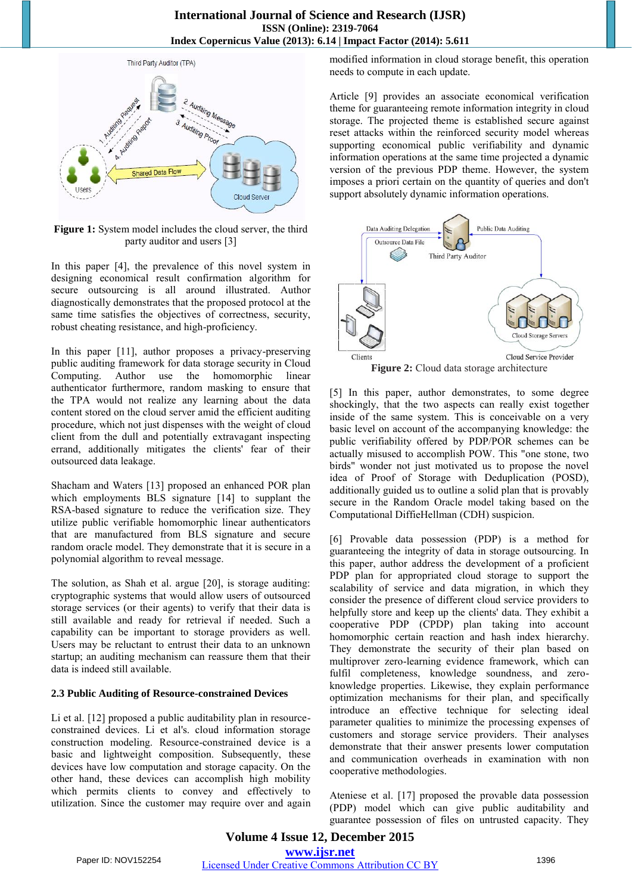**Figure 1:** System model includes the cloud server, the third party auditor and users [3]

In this paper [4], the prevalence of this novel system in designing economical result confirmation algorithm for secure outsourcing is all around illustrated. Author diagnostically demonstrates that the proposed protocol at the same time satisfies the objectives of correctness, security, robust cheating resistance, and high-proficiency.

In this paper [11], author proposes a privacy-preserving public auditing framework for data storage security in Cloud Computing. Author use the homomorphic linear authenticator furthermore, random masking to ensure that the TPA would not realize any learning about the data content stored on the cloud server amid the efficient auditing procedure, which not just dispenses with the weight of cloud client from the dull and potentially extravagant inspecting errand, additionally mitigates the clients' fear of their outsourced data leakage.

Shacham and Waters [13] proposed an enhanced POR plan which employments BLS signature [14] to supplant the RSA-based signature to reduce the verification size. They utilize public verifiable homomorphic linear authenticators that are manufactured from BLS signature and secure random oracle model. They demonstrate that it is secure in a polynomial algorithm to reveal message.

The solution, as Shah et al. argue [20], is storage auditing: cryptographic systems that would allow users of outsourced storage services (or their agents) to verify that their data is still available and ready for retrieval if needed. Such a capability can be important to storage providers as well. Users may be reluctant to entrust their data to an unknown startup; an auditing mechanism can reassure them that their data is indeed still available.

### 2.3 Public Auditing of Resource-constrained Devices

Li et al. [12] proposed a public auditability plan in resource-constrained devices. Li et al's. cloud information storage construction modeling. Resource-constrained device is a basic and lightweight composition. Subsequently, these devices have low computation and storage capacity. On the other hand, these devices can accomplish high mobility which permits clients to convey and effectively to utilization. Since the customer may require over and again modified information in cloud storage benefit, this operation needs to compute in each update.

Article [9] provides an associate economical verification theme for guaranteeing remote information integrity in cloud storage. The projected theme is established secure against reset attacks within the reinforced security model whereas supporting economical public verifiability and dynamic information operations at the same time projected a dynamic version of the previous PDP theme. However, the system imposes a priori certain on the quantity of queries and don't support absolutely dynamic information operations.

**Figure 2:** Cloud data storage architecture

[5] In this paper, author demonstrates, to some degree shockingly, that the two aspects can really exist together inside of the same system. This is conceivable on a very basic level on account of the accompanying knowledge: the public verifiability offered by PDP/POR schemes can be actually misused to accomplish POW. This "one stone, two birds" wonder not just motivated us to propose the novel idea of Proof of Storage with Deduplication (POSD), additionally guided us to outline a solid plan that is provably secure in the Random Oracle model taking based on the Computational DiffieHellman (CDH) suspicion.

[6] Provable data possession (PDP) is a method for guaranteeing the integrity of data in storage outsourcing. In this paper, author address the development of a proficient PDP plan for appropriated cloud storage to support the scalability of service and data migration, in which they consider the presence of different cloud service providers to helpfully store and keep up the clients' data. They exhibit a cooperative PDP (CPDP) plan taking into account homomorphic certain reaction and hash index hierarchy. They demonstrate the security of their plan based on multiprover zero-learning evidence framework, which can fulfil completeness, knowledge soundness, and zero-knowledge properties. Likewise, they explain performance optimization mechanisms for their plan, and specifically introduce an effective technique for selecting ideal parameter qualities to minimize the processing expenses of customers and storage service providers. Their analyses demonstrate that their answer presents lower computation and communication overheads in examination with non cooperative methodologies.

Ateniese et al. [17] proposed the provable data possession (PDP) model which can give public auditability and guarantee possession of files on untrusted capacity. They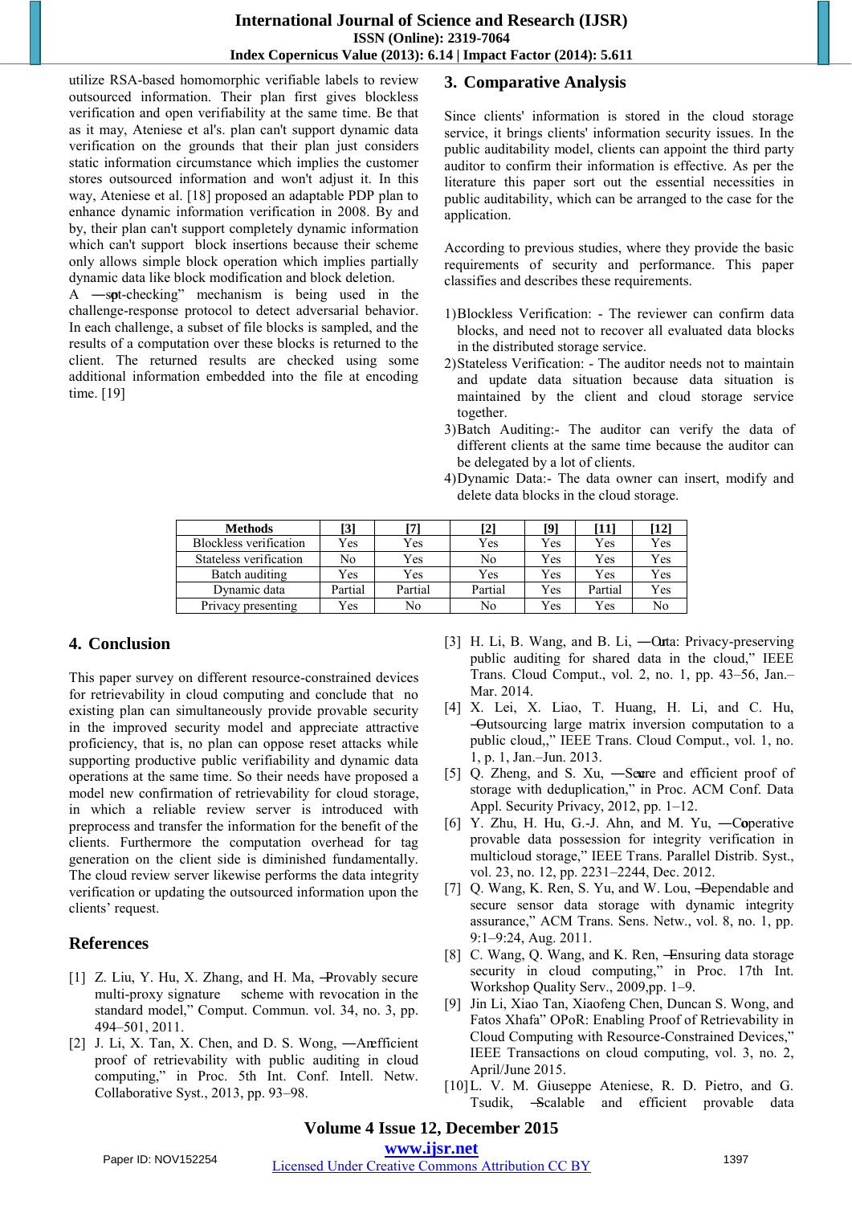utilize RSA-based homomorphic verifiable labels to review outsourced information. Their plan first gives blockless verification and open verifiability at the same time. Be that as it may, Ateniese et al's. plan can't support dynamic data verification on the grounds that their plan just considers static information circumstance which implies the customer stores outsourced information and won't adjust it. In this way, Ateniese et al. [18] proposed an adaptable PDP plan to enhance dynamic information verification in 2008. By and by, their plan can't support completely dynamic information which can't support block insertions because their scheme only allows simple block operation which implies partially dynamic data like block modification and block deletion.

A ―spot-checking" mechanism is being used in the challenge-response protocol to detect adversarial behavior. In each challenge, a subset of file blocks is sampled, and the results of a computation over these blocks is returned to the client. The returned results are checked using some additional information embedded into the file at encoding time. [19]

## 3. Comparative Analysis

Since clients' information is stored in the cloud storage service, it brings clients' information security issues. In the public auditability model, clients can appoint the third party auditor to confirm their information is effective. As per the literature this paper sort out the essential necessities in public auditability, which can be arranged to the case for the application.

According to previous studies, where they provide the basic requirements of security and performance. This paper classifies and describes these requirements.

1) Blockless Verification: - The reviewer can confirm data blocks, and need not to recover all evaluated data blocks in the distributed storage service.
2) Stateless Verification: - The auditor needs not to maintain and update data situation because data situation is maintained by the client and cloud storage service together.
3) Batch Auditing:- The auditor can verify the data of different clients at the same time because the auditor can be delegated by a lot of clients.
4) Dynamic Data:- The data owner can insert, modify and delete data blocks in the cloud storage.

| Methods | [3] | [7] | [2] | [9] | [11] | [12] |
|---|---|---|---|---|---|---|
| Blockless verification | Yes | Yes | Yes | Yes | Yes | Yes |
| Stateless verification | No | Yes | No | Yes | Yes | Yes |
| Batch auditing | Yes | Yes | Yes | Yes | Yes | Yes |
| Dynamic data | Partial | Partial | Partial | Yes | Partial | Yes |
| Privacy presenting | Yes | No | No | Yes | Yes | No |

## 4. Conclusion

This paper survey on different resource-constrained devices for retrievability in cloud computing and conclude that no existing plan can simultaneously provide provable security in the improved security model and appreciate attractive proficiency, that is, no plan can oppose reset attacks while supporting productive public verifiability and dynamic data operations at the same time. So their needs have proposed a model new confirmation of retrievability for cloud storage, in which a reliable review server is introduced with preprocess and transfer the information for the benefit of the clients. Furthermore the computation overhead for tag generation on the client side is diminished fundamentally. The cloud review server likewise performs the data integrity verification or updating the outsourced information upon the clients' request.

## References

[1] Z. Liu, Y. Hu, X. Zhang, and H. Ma, ―Provably secure multi-proxy signature scheme with revocation in the standard model," Comput. Commun. vol. 34, no. 3, pp. 494–501, 2011.

[2] J. Li, X. Tan, X. Chen, and D. S. Wong, ―An efficient proof of retrievability with public auditing in cloud computing," in Proc. 5th Int. Conf. Intell. Netw. Collaborative Syst., 2013, pp. 93–98.

[3] H. Li, B. Wang, and B. Li, ―Oruta: Privacy-preserving public auditing for shared data in the cloud," IEEE Trans. Cloud Comput., vol. 2, no. 1, pp. 43–56, Jan.–Mar. 2014.

[4] X. Lei, X. Liao, T. Huang, H. Li, and C. Hu, ―Outsourcing large matrix inversion computation to a public cloud,," IEEE Trans. Cloud Comput., vol. 1, no. 1, p. 1, Jan.–Jun. 2013.

[5] Q. Zheng, and S. Xu, ―Secure and efficient proof of storage with deduplication," in Proc. ACM Conf. Data Appl. Security Privacy, 2012, pp. 1–12.

[6] Y. Zhu, H. Hu, G.-J. Ahn, and M. Yu, ―Cooperative provable data possession for integrity verification in multicloud storage," IEEE Trans. Parallel Distrib. Syst., vol. 23, no. 12, pp. 2231–2244, Dec. 2012.

[7] Q. Wang, K. Ren, S. Yu, and W. Lou, ―Dependable and secure sensor data storage with dynamic integrity assurance," ACM Trans. Sens. Netw., vol. 8, no. 1, pp. 9:1–9:24, Aug. 2011.

[8] C. Wang, Q. Wang, and K. Ren, ―Ensuring data storage security in cloud computing," in Proc. 17th Int. Workshop Quality Serv., 2009,pp. 1–9.

[9] Jin Li, Xiao Tan, Xiaofeng Chen, Duncan S. Wong, and Fatos Xhafa" OPoR: Enabling Proof of Retrievability in Cloud Computing with Resource-Constrained Devices," IEEE Transactions on cloud computing, vol. 3, no. 2, April/June 2015.

[10] L. V. M. Giuseppe Ateniese, R. D. Pietro, and G. Tsudik, ―Scalable and efficient provable data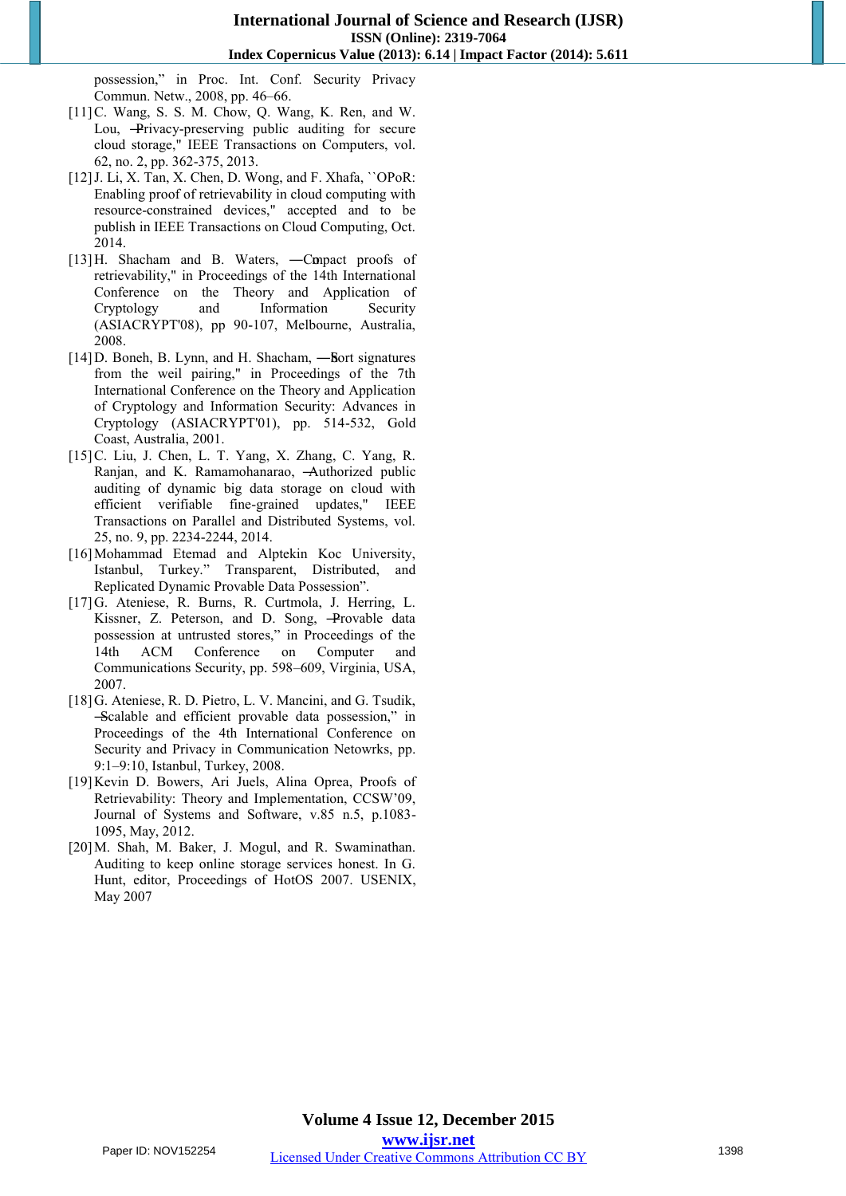possession," in Proc. Int. Conf. Security Privacy Commun. Netw., 2008, pp. 46–66.

[11] C. Wang, S. S. M. Chow, Q. Wang, K. Ren, and W. Lou, ―Privacy-preserving public auditing for secure cloud storage," IEEE Transactions on Computers, vol. 62, no. 2, pp. 362-375, 2013.

[12] J. Li, X. Tan, X. Chen, D. Wong, and F. Xhafa, ``OPoR: Enabling proof of retrievability in cloud computing with resource-constrained devices," accepted and to be publish in IEEE Transactions on Cloud Computing, Oct. 2014.

[13] H. Shacham and B. Waters, ―Compact proofs of retrievability," in Proceedings of the 14th International Conference on the Theory and Application of Cryptology and Information Security (ASIACRYPT'08), pp 90-107, Melbourne, Australia, 2008.

[14] D. Boneh, B. Lynn, and H. Shacham, ―Short signatures from the weil pairing," in Proceedings of the 7th International Conference on the Theory and Application of Cryptology and Information Security: Advances in Cryptology (ASIACRYPT'01), pp. 514-532, Gold Coast, Australia, 2001.

[15] C. Liu, J. Chen, L. T. Yang, X. Zhang, C. Yang, R. Ranjan, and K. Ramamohanarao, ―Authorized public auditing of dynamic big data storage on cloud with efficient verifiable fine-grained updates," IEEE Transactions on Parallel and Distributed Systems, vol. 25, no. 9, pp. 2234-2244, 2014.

[16] Mohammad Etemad and Alptekin Koc University, Istanbul, Turkey." Transparent, Distributed, and Replicated Dynamic Provable Data Possession".

[17] G. Ateniese, R. Burns, R. Curtmola, J. Herring, L. Kissner, Z. Peterson, and D. Song, ―Provable data possession at untrusted stores," in Proceedings of the 14th ACM Conference on Computer and Communications Security, pp. 598–609, Virginia, USA, 2007.

[18] G. Ateniese, R. D. Pietro, L. V. Mancini, and G. Tsudik, ―Scalable and efficient provable data possession," in Proceedings of the 4th International Conference on Security and Privacy in Communication Netowrks, pp. 9:1–9:10, Istanbul, Turkey, 2008.

[19] Kevin D. Bowers, Ari Juels, Alina Oprea, Proofs of Retrievability: Theory and Implementation, CCSW'09, Journal of Systems and Software, v.85 n.5, p.1083-1095, May, 2012.

[20] M. Shah, M. Baker, J. Mogul, and R. Swaminathan. Auditing to keep online storage services honest. In G. Hunt, editor, Proceedings of HotOS 2007. USENIX, May 2007